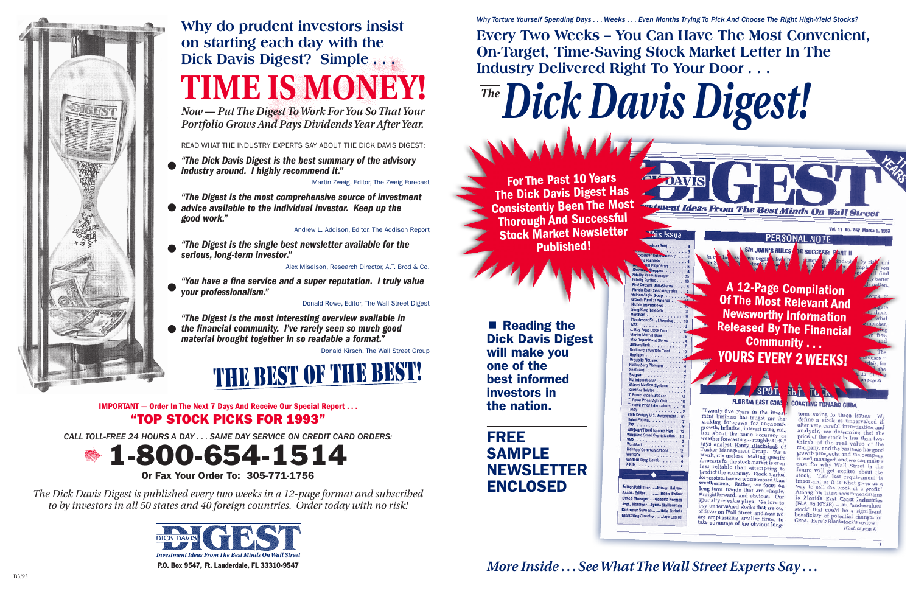## Why do prudent investors insist on starting each day with the Dick Davis Digest? Simple . . .

# TIME IS MONEY!

*Now — Put The Digest To Work For You So That Your Portfolio Grows And Pays Dividends Year After Year.*

READ WHAT THE INDUSTRY EXPERTS SAY ABOUT THE DICK DAVIS DIGEST:

- ***"The Dick Davis Digest is the best summary of the advisory industry around. I highly recommend it."***
  Martin Zweig, Editor, The Zweig Forecast

- ***"The Digest is the most comprehensive source of investment advice available to the individual investor. Keep up the good work."***
  Andrew L. Addison, Editor, The Addison Report

- ***"The Digest is the single best newsletter available for the serious, long-term investor."***
  Alex Miselson, Research Director, A.T. Brod & Co.

- ***"You have a fine service and a super reputation. I truly value your professionalism."***
  Donald Rowe, Editor, The Wall Street Digest

- ***"The Digest is the most interesting overview available in the financial community. I've rarely seen so much good material brought together in so readable a format."***
  Donald Kirsch, The Wall Street Group

## THE BEST OF THE BEST!

**IMPORTANT — Order In The Next 7 Days And Receive Our Special Report . . .**

## "TOP STOCK PICKS FOR 1993"

*CALL TOLL-FREE 24 HOURS A DAY . . . SAME DAY SERVICE ON CREDIT CARD ORDERS:*

# 1-800-654-1514

**Or Fax Your Order To: 305-771-1756**

*The Dick Davis Digest is published every two weeks in a 12-page format and subscribed to by investors in all 50 states and 40 foreign countries. Order today with no risk!*

DICK DAVIS DIGEST
*Investment Ideas From The Best Minds On Wall Street*
**P.O. Box 9547, Ft. Lauderdale, FL 33310-9547**

B3/93

*Why Torture Yourself Spending Days . . . Weeks . . . Even Months Trying To Pick And Choose The Right High-Yield Stocks?*

## Every Two Weeks – You Can Have The Most Convenient, On-Target, Time-Saving Stock Market Letter In The Industry Delivered Right To Your Door . . .

# *The Dick Davis Digest!*

**For The Past 10 Years The Dick Davis Digest Has Consistently Been The Most Thorough And Successful Stock Market Newsletter Published!**

**A 12-Page Compilation Of The Most Relevant And Newsworthy Information Released By The Financial Community . . . YOURS EVERY 2 WEEKS!**

- **Reading the Dick Davis Digest will make you one of the best informed investors in the nation.**

## FREE SAMPLE NEWSLETTER ENCLOSED

*More Inside . . . See What The Wall Street Experts Say . . .*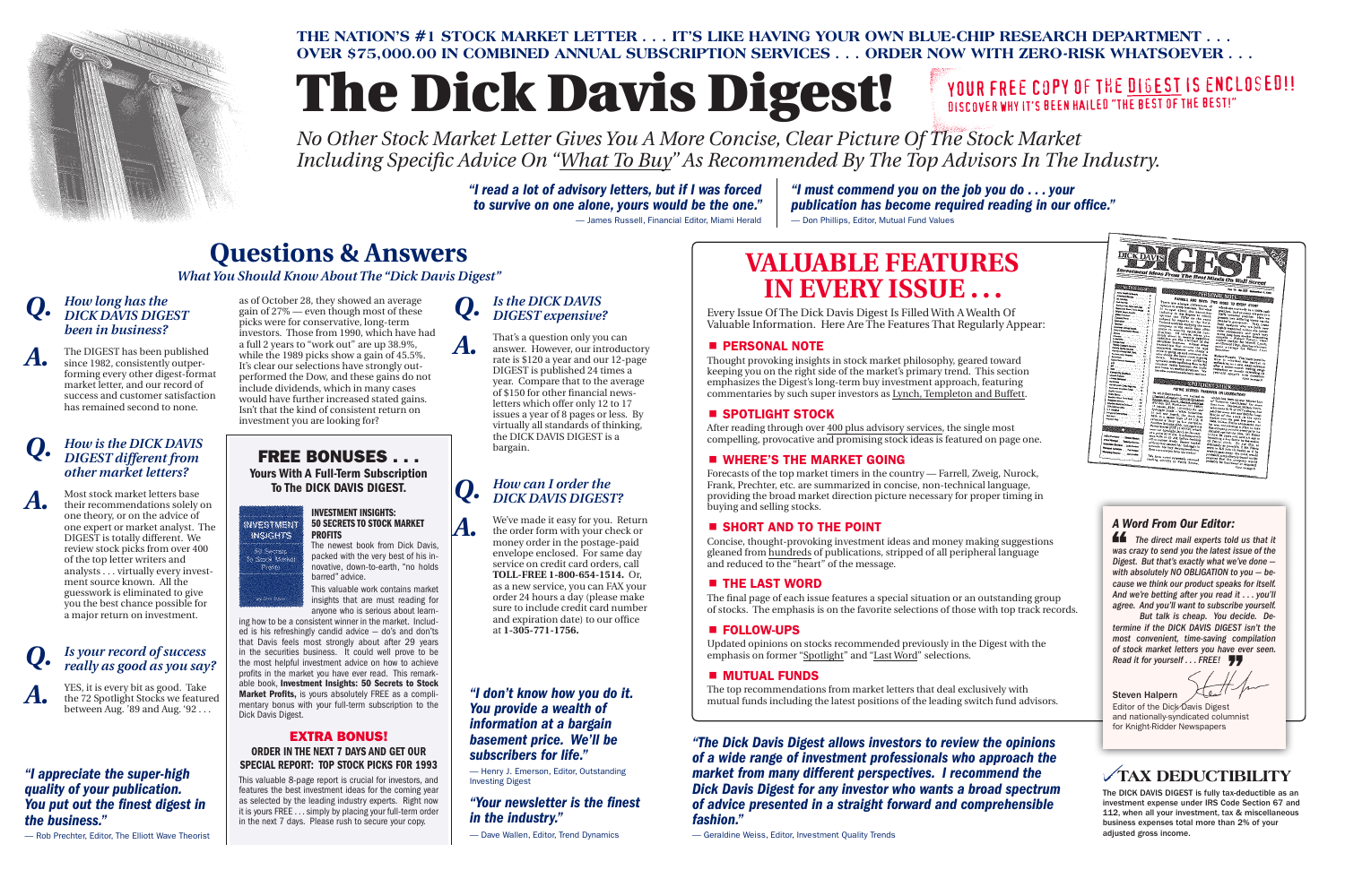**THE NATION'S #1 STOCK MARKET LETTER . . . IT'S LIKE HAVING YOUR OWN BLUE-CHIP RESEARCH DEPARTMENT . . . OVER $75,000.00 IN COMBINED ANNUAL SUBSCRIPTION SERVICES . . . ORDER NOW WITH ZERO-RISK WHATSOEVER . . .**

# The Dick Davis Digest!

**YOUR FREE COPY OF THE DIGEST IS ENCLOSED!!**
**DISCOVER WHY IT'S BEEN HAILED "THE BEST OF THE BEST!"**

*No Other Stock Market Letter Gives You A More Concise, Clear Picture Of The Stock Market Including Specific Advice On "What To Buy" As Recommended By The Top Advisors In The Industry.*

***"I read a lot of advisory letters, but if I was forced to survive on one alone, yours would be the one."***
— James Russell, Financial Editor, Miami Herald

***"I must commend you on the job you do . . . your publication has become required reading in our office."***
— Don Phillips, Editor, Mutual Fund Values

## Questions & Answers

***What You Should Know About The "Dick Davis Digest"***

**Q.** *How long has the DICK DAVIS DIGEST been in business?*

**A.** The DIGEST has been published since 1982, consistently outperforming every other digest-format market letter, and our record of success and customer satisfaction has remained second to none.

**Q.** *How is the DICK DAVIS DIGEST different from other market letters?*

**A.** Most stock market letters base their recommendations solely on one theory, or on the advice of one expert or market analyst. The DIGEST is totally different. We review stock picks from over 400 of the top letter writers and analysts . . . virtually every investment source known. All the guesswork is eliminated to give you the best chance possible for a major return on investment.

**Q.** *Is your record of success really as good as you say?*

**A.** YES, it is every bit as good. Take the 72 Spotlight Stocks we featured between Aug. '89 and Aug. '92 . . . as of October 28, they showed an average gain of 27% — even though most of these picks were for conservative, long-term investors. Those from 1990, which have had a full 2 years to "work out" are up 38.9%, while the 1989 picks show a gain of 45.5%. It's clear our selections have strongly outperformed the Dow, and these gains do not include dividends, which in many cases would have further increased stated gains. Isn't that the kind of consistent return on investment you are looking for?

***"I appreciate the super-high quality of your publication. You put out the finest digest in the business."***
— Rob Prechter, Editor, The Elliott Wave Theorist

### FREE BONUSES . . .

**Yours With A Full-Term Subscription To The DICK DAVIS DIGEST.**

**INVESTMENT INSIGHTS: 50 SECRETS TO STOCK MARKET PROFITS**

The newest book from Dick Davis, packed with the very best of his innovative, down-to-earth, "no holds barred" advice.

This valuable work contains market insights that are must reading for anyone who is serious about learning how to be a consistent winner in the market. Included is his refreshingly candid advice — do's and don'ts that Davis feels most strongly about after 29 years in the securities business. It could well prove to be the most helpful investment advice on how to achieve profits in the market you have ever read. This remarkable book, **Investment Insights: 50 Secrets to Stock Market Profits,** is yours absolutely FREE as a complimentary bonus with your full-term subscription to the Dick Davis Digest.

### EXTRA BONUS!

**ORDER IN THE NEXT 7 DAYS AND GET OUR SPECIAL REPORT: TOP STOCK PICKS FOR 1993**

This valuable 8-page report is crucial for investors, and features the best investment ideas for the coming year as selected by the leading industry experts. Right now it is yours FREE . . . simply by placing your full-term order in the next 7 days. Please rush to secure your copy.

**Q.** *Is the DICK DAVIS DIGEST expensive?*

**A.** That's a question only you can answer. However, our introductory rate is $120 a year and our 12-page DIGEST is published 24 times a year. Compare that to the average of $150 for other financial newsletters which offer only 12 to 17 issues a year of 8 pages or less. By virtually all standards of thinking, the DICK DAVIS DIGEST is a bargain.

**Q.** *How can I order the DICK DAVIS DIGEST?*

**A.** We've made it easy for you. Return the order form with your check or money order in the postage-paid envelope enclosed. For same day service on credit card orders, call **TOLL-FREE 1-800-654-1514.** Or, as a new service, you can FAX your order 24 hours a day (please make sure to include credit card number and expiration date) to our office at **1-305-771-1756.**

***"I don't know how you do it. You provide a wealth of information at a bargain basement price. We'll be subscribers for life."***
— Henry J. Emerson, Editor, Outstanding Investing Digest

***"Your newsletter is the finest in the industry."***
— Dave Wallen, Editor, Trend Dynamics

## VALUABLE FEATURES IN EVERY ISSUE . . .

Every Issue Of The Dick Davis Digest Is Filled With A Wealth Of Valuable Information. Here Are The Features That Regularly Appear:

■ **PERSONAL NOTE**

Thought provoking insights in stock market philosophy, geared toward keeping you on the right side of the market's primary trend. This section emphasizes the Digest's long-term buy investment approach, featuring commentaries by such super investors as Lynch, Templeton and Buffett.

■ **SPOTLIGHT STOCK**

After reading through over 400 plus advisory services, the single most compelling, provocative and promising stock ideas is featured on page one.

■ **WHERE'S THE MARKET GOING**

Forecasts of the top market timers in the country — Farrell, Zweig, Nurock, Frank, Prechter, etc. are summarized in concise, non-technical language, providing the broad market direction picture necessary for proper timing in buying and selling stocks.

■ **SHORT AND TO THE POINT**

Concise, thought-provoking investment ideas and money making suggestions gleaned from hundreds of publications, stripped of all peripheral language and reduced to the "heart" of the message.

■ **THE LAST WORD**

The final page of each issue features a special situation or an outstanding group of stocks. The emphasis is on the favorite selections of those with top track records.

■ **FOLLOW-UPS**

Updated opinions on stocks recommended previously in the Digest with the emphasis on former "Spotlight" and "Last Word" selections.

■ **MUTUAL FUNDS**

The top recommendations from market letters that deal exclusively with mutual funds including the latest positions of the leading switch fund advisors.

***"The Dick Davis Digest allows investors to review the opinions of a wide range of investment professionals who approach the market from many different perspectives. I recommend the Dick Davis Digest for any investor who wants a broad spectrum of advice presented in a straight forward and comprehensible fashion."***
— Geraldine Weiss, Editor, Investment Quality Trends

### A Word From Our Editor:

***"The direct mail experts told us that it was crazy to send you the latest issue of the Digest. But that's exactly what we've done — with absolutely NO OBLIGATION to you — because we think our product speaks for itself. And we're betting after you read it . . . you'll agree. And you'll want to subscribe yourself.***

***But talk is cheap. You decide. Determine if the DICK DAVIS DIGEST isn't the most convenient, time-saving compilation of stock market letters you have ever seen. Read it for yourself . . . FREE!"***

**Steven Halpern**
Editor of the Dick Davis Digest and nationally-syndicated columnist for Knight-Ridder Newspapers

### ✓TAX DEDUCTIBILITY

**The DICK DAVIS DIGEST is fully tax-deductible as an investment expense under IRS Code Section 67 and 112, when all your investment, tax & miscellaneous business expenses total more than 2% of your adjusted gross income.**